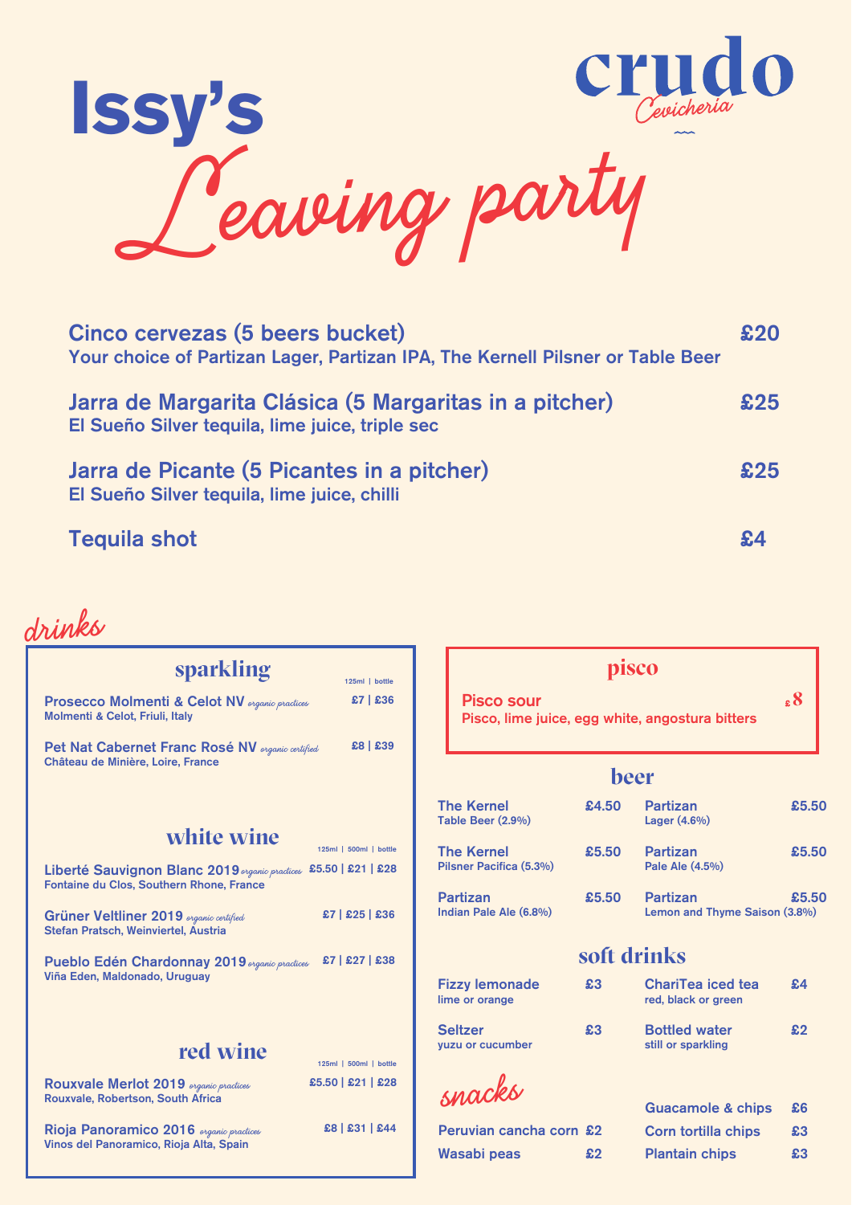# Issy's Leaving party

**crudo** *Cevichería*

**Cinco cervezas (5 beers bucket)** — £20
Your choice of Partizan Lager, Partizan IPA, The Kernell Pilsner or Table Beer

**Jarra de Margarita Clásica (5 Margaritas in a pitcher)** — £25
El Sueño Silver tequila, lime juice, triple sec

**Jarra de Picante (5 Picantes in a pitcher)** — £25
El Sueño Silver tequila, lime juice, chilli

**Tequila shot** — £4

## drinks

### sparkling

| | 125ml \| bottle |
|---|---|
| **Prosecco Molmenti & Celot NV** *organic practices*<br>Molmenti & Celot, Friuli, Italy | £7 \| £36 |
| **Pet Nat Cabernet Franc Rosé NV** *organic certified*<br>Château de Minière, Loire, France | £8 \| £39 |

### white wine

| | 125ml \| 500ml \| bottle |
|---|---|
| **Liberté Sauvignon Blanc 2019** *organic practices*<br>Fontaine du Clos, Southern Rhone, France | £5.50 \| £21 \| £28 |
| **Grüner Veltliner 2019** *organic certified*<br>Stefan Pratsch, Weinviertel, Austria | £7 \| £25 \| £36 |
| **Pueblo Edén Chardonnay 2019** *organic practices*<br>Viña Eden, Maldonado, Uruguay | £7 \| £27 \| £38 |

### red wine

| | 125ml \| 500ml \| bottle |
|---|---|
| **Rouxvale Merlot 2019** *organic practices*<br>Rouxvale, Robertson, South Africa | £5.50 \| £21 \| £28 |
| **Rioja Panoramico 2016** *organic practices*<br>Vinos del Panoramico, Rioja Alta, Spain | £8 \| £31 \| £44 |

### pisco

**Pisco sour** — £8
Pisco, lime juice, egg white, angostura bitters

### beer

| | | | |
|---|---|---|---|
| **The Kernel**<br>Table Beer (2.9%) | £4.50 | **Partizan**<br>Lager (4.6%) | £5.50 |
| **The Kernel**<br>Pilsner Pacifica (5.3%) | £5.50 | **Partizan**<br>Pale Ale (4.5%) | £5.50 |
| **Partizan**<br>Indian Pale Ale (6.8%) | £5.50 | **Partizan**<br>Lemon and Thyme Saison (3.8%) | £5.50 |

### soft drinks

| | | | |
|---|---|---|---|
| **Fizzy lemonade**<br>lime or orange | £3 | **ChariTea iced tea**<br>red, black or green | £4 |
| **Seltzer**<br>yuzu or cucumber | £3 | **Bottled water**<br>still or sparkling | £2 |

## snacks

| | |
|---|---|
| Peruvian cancha corn | £2 |
| Wasabi peas | £2 |
| Guacamole & chips | £6 |
| Corn tortilla chips | £3 |
| Plantain chips | £3 |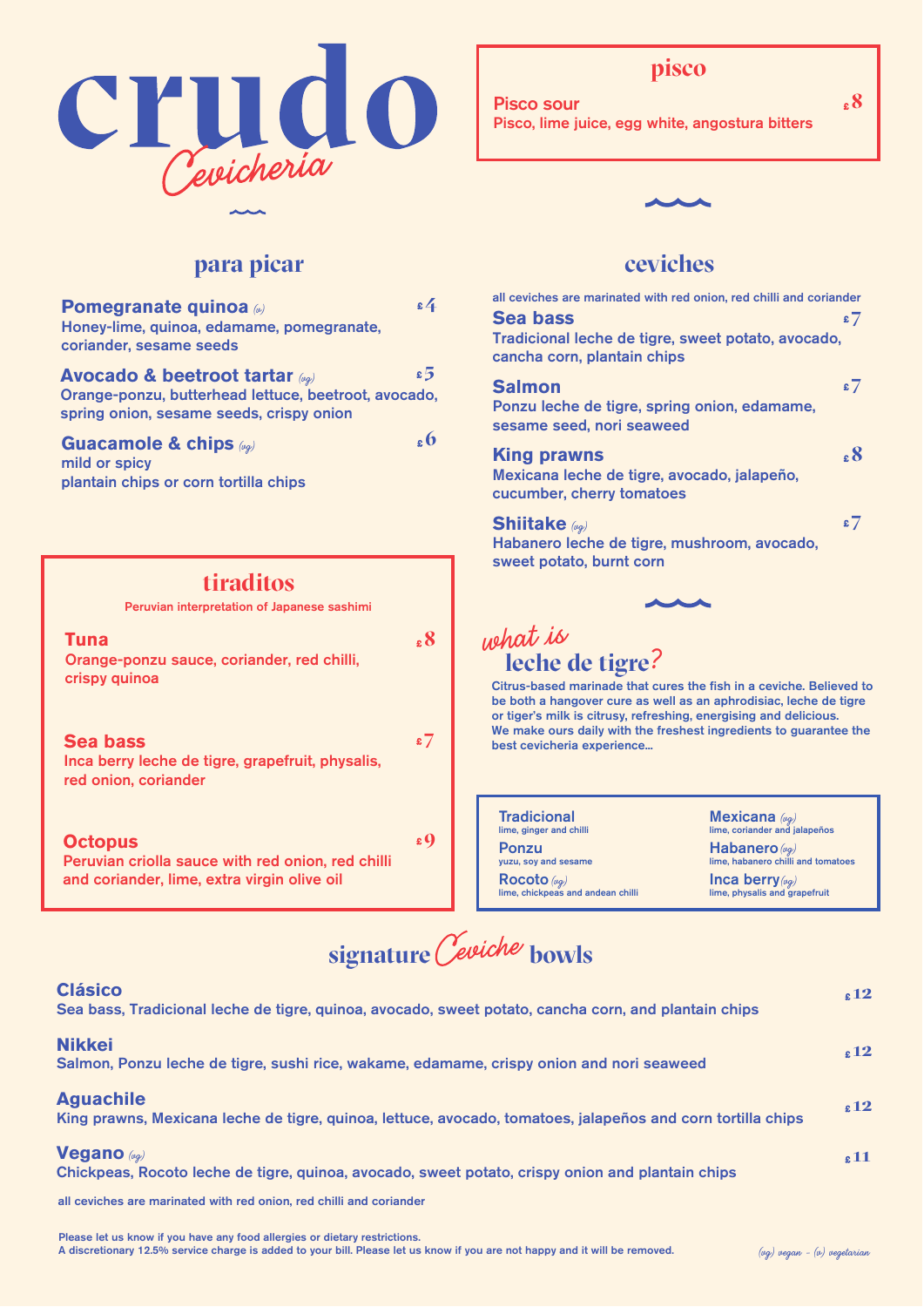# crudo

*Cevichería*

## pisco

**Pisco sour** £8
Pisco, lime juice, egg white, angostura bitters

## para picar

**Pomegranate quinoa** *(v)* £4
Honey-lime, quinoa, edamame, pomegranate, coriander, sesame seeds

**Avocado & beetroot tartar** *(vg)* £5
Orange-ponzu, butterhead lettuce, beetroot, avocado, spring onion, sesame seeds, crispy onion

**Guacamole & chips** *(vg)* £6
mild or spicy
plantain chips or corn tortilla chips

## ceviches

all ceviches are marinated with red onion, red chilli and coriander

**Sea bass** £7
Tradicional leche de tigre, sweet potato, avocado, cancha corn, plantain chips

**Salmon** £7
Ponzu leche de tigre, spring onion, edamame, sesame seed, nori seaweed

**King prawns** £8
Mexicana leche de tigre, avocado, jalapeño, cucumber, cherry tomatoes

**Shiitake** *(vg)* £7
Habanero leche de tigre, mushroom, avocado, sweet potato, burnt corn

## tiraditos

Peruvian interpretation of Japanese sashimi

**Tuna** £8
Orange-ponzu sauce, coriander, red chilli, crispy quinoa

**Sea bass** £7
Inca berry leche de tigre, grapefruit, physalis, red onion, coriander

**Octopus** £9
Peruvian criolla sauce with red onion, red chilli and coriander, lime, extra virgin olive oil

## *what is* leche de tigre?

Citrus-based marinade that cures the fish in a ceviche. Believed to be both a hangover cure as well as an aphrodisiac, leche de tigre or tiger's milk is citrusy, refreshing, energising and delicious.
We make ours daily with the freshest ingredients to guarantee the best cevicheria experience...

**Tradicional**
lime, ginger and chilli

**Ponzu**
yuzu, soy and sesame

**Rocoto** *(vg)*
lime, chickpeas and andean chilli

**Mexicana** *(vg)*
lime, coriander and jalapeños

**Habanero** *(vg)*
lime, habanero chilli and tomatoes

**Inca berry** *(vg)*
lime, physalis and grapefruit

## signature *Ceviche* bowls

**Clásico** £12
Sea bass, Tradicional leche de tigre, quinoa, avocado, sweet potato, cancha corn, and plantain chips

**Nikkei** £12
Salmon, Ponzu leche de tigre, sushi rice, wakame, edamame, crispy onion and nori seaweed

**Aguachile** £12
King prawns, Mexicana leche de tigre, quinoa, lettuce, avocado, tomatoes, jalapeños and corn tortilla chips

**Vegano** *(vg)* £11
Chickpeas, Rocoto leche de tigre, quinoa, avocado, sweet potato, crispy onion and plantain chips

all ceviches are marinated with red onion, red chilli and coriander

Please let us know if you have any food allergies or dietary restrictions.
A discretionary 12.5% service charge is added to your bill. Please let us know if you are not happy and it will be removed.

*(vg) vegan - (v) vegetarian*